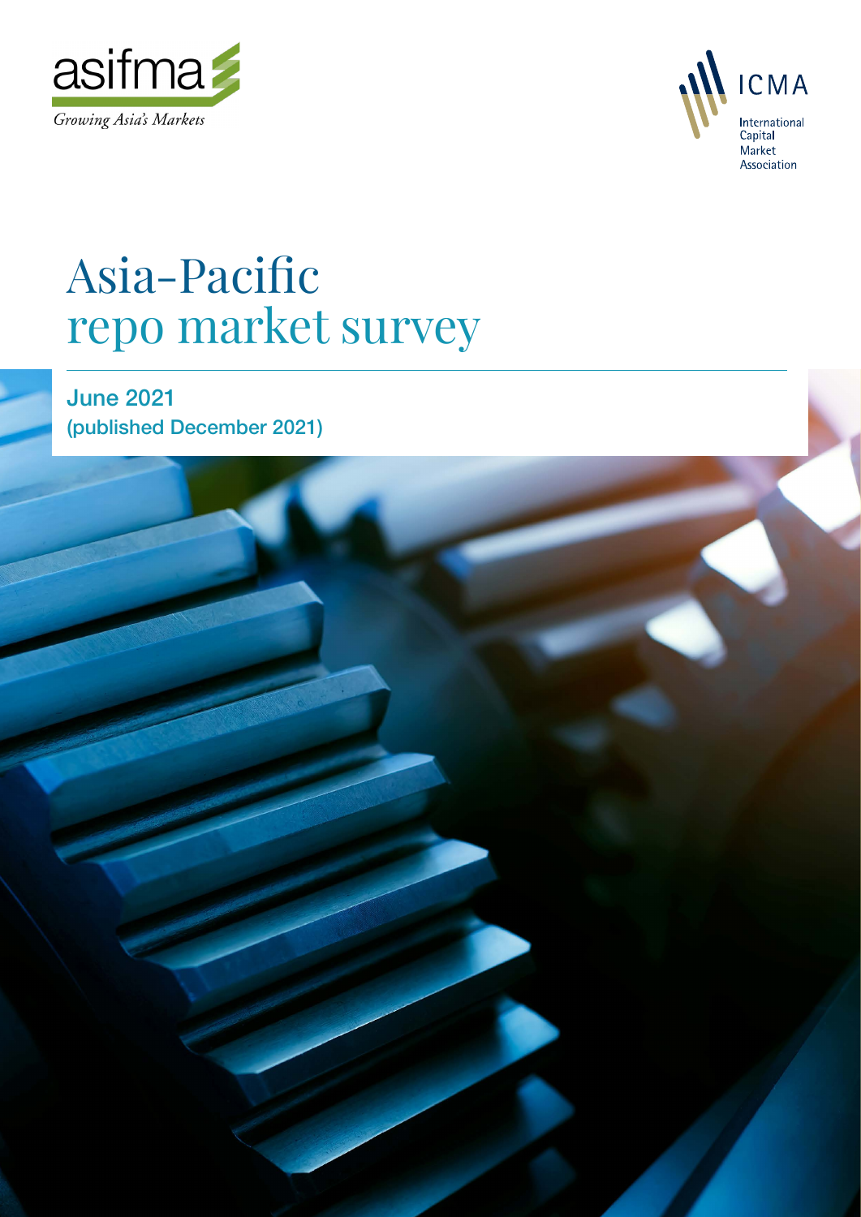asifma

*Growing Asia's Markets*

ICMA

International Capital Market Association

# Asia-Pacific repo market survey

**June 2021**
**(published December 2021)**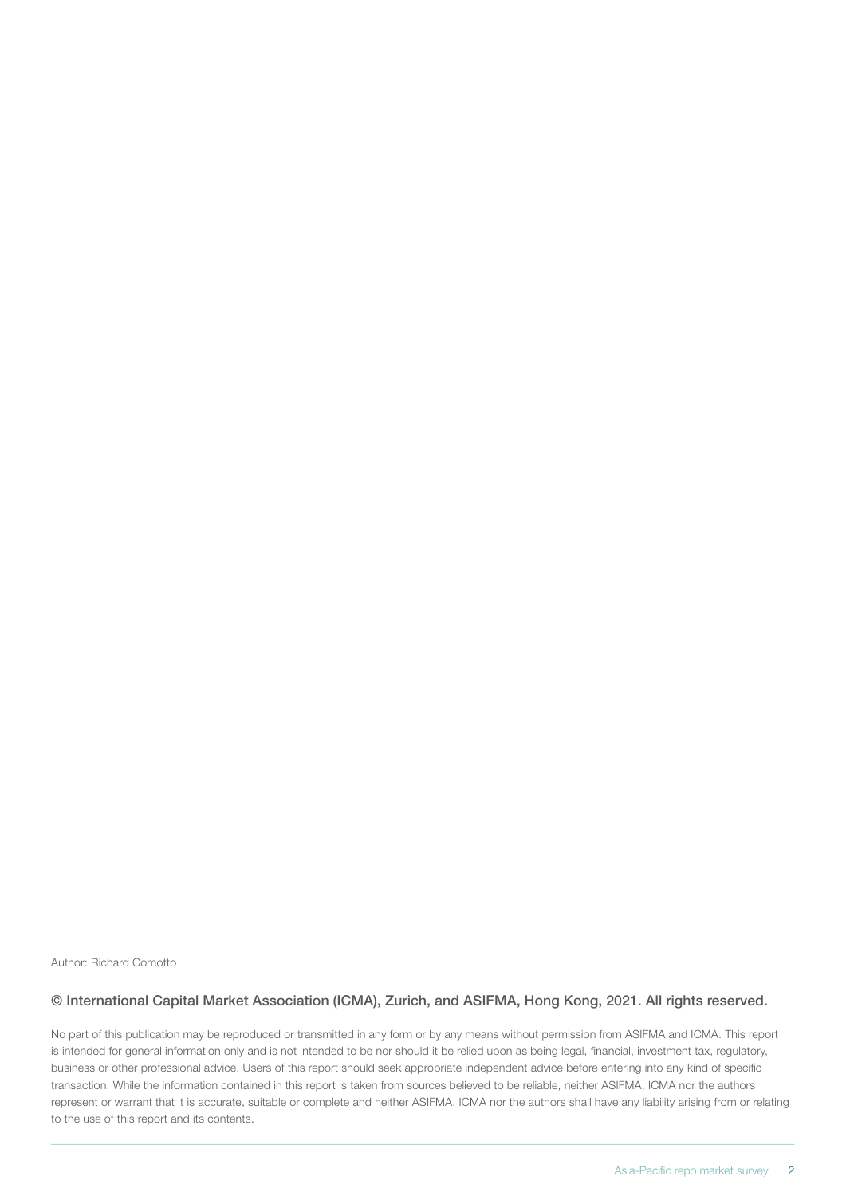Author: Richard Comotto

**© International Capital Market Association (ICMA), Zurich, and ASIFMA, Hong Kong, 2021. All rights reserved.**

No part of this publication may be reproduced or transmitted in any form or by any means without permission from ASIFMA and ICMA. This report is intended for general information only and is not intended to be nor should it be relied upon as being legal, financial, investment tax, regulatory, business or other professional advice. Users of this report should seek appropriate independent advice before entering into any kind of specific transaction. While the information contained in this report is taken from sources believed to be reliable, neither ASIFMA, ICMA nor the authors represent or warrant that it is accurate, suitable or complete and neither ASIFMA, ICMA nor the authors shall have any liability arising from or relating to the use of this report and its contents.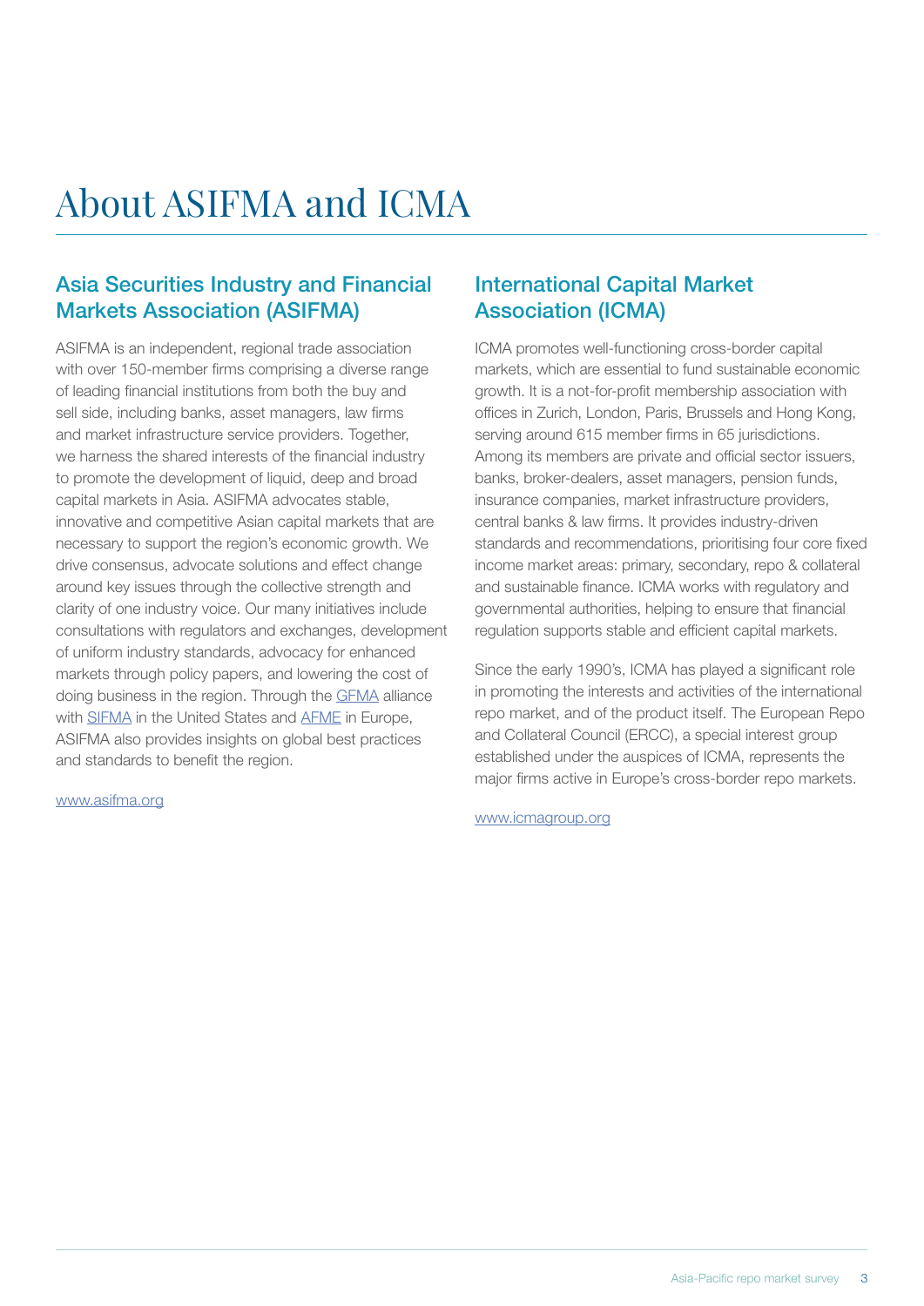# About ASIFMA and ICMA

## Asia Securities Industry and Financial Markets Association (ASIFMA)

ASIFMA is an independent, regional trade association with over 150-member firms comprising a diverse range of leading financial institutions from both the buy and sell side, including banks, asset managers, law firms and market infrastructure service providers. Together, we harness the shared interests of the financial industry to promote the development of liquid, deep and broad capital markets in Asia. ASIFMA advocates stable, innovative and competitive Asian capital markets that are necessary to support the region's economic growth. We drive consensus, advocate solutions and effect change around key issues through the collective strength and clarity of one industry voice. Our many initiatives include consultations with regulators and exchanges, development of uniform industry standards, advocacy for enhanced markets through policy papers, and lowering the cost of doing business in the region. Through the GFMA alliance with SIFMA in the United States and AFME in Europe, ASIFMA also provides insights on global best practices and standards to benefit the region.

www.asifma.org

## International Capital Market Association (ICMA)

ICMA promotes well-functioning cross-border capital markets, which are essential to fund sustainable economic growth. It is a not-for-profit membership association with offices in Zurich, London, Paris, Brussels and Hong Kong, serving around 615 member firms in 65 jurisdictions. Among its members are private and official sector issuers, banks, broker-dealers, asset managers, pension funds, insurance companies, market infrastructure providers, central banks & law firms. It provides industry-driven standards and recommendations, prioritising four core fixed income market areas: primary, secondary, repo & collateral and sustainable finance. ICMA works with regulatory and governmental authorities, helping to ensure that financial regulation supports stable and efficient capital markets.

Since the early 1990's, ICMA has played a significant role in promoting the interests and activities of the international repo market, and of the product itself. The European Repo and Collateral Council (ERCC), a special interest group established under the auspices of ICMA, represents the major firms active in Europe's cross-border repo markets.

www.icmagroup.org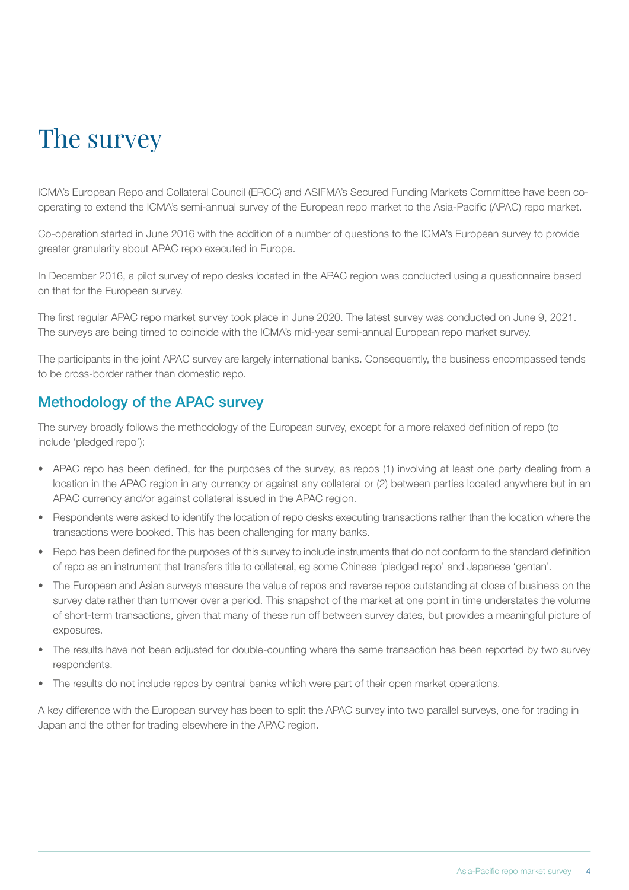# The survey

ICMA's European Repo and Collateral Council (ERCC) and ASIFMA's Secured Funding Markets Committee have been co-operating to extend the ICMA's semi-annual survey of the European repo market to the Asia-Pacific (APAC) repo market.

Co-operation started in June 2016 with the addition of a number of questions to the ICMA's European survey to provide greater granularity about APAC repo executed in Europe.

In December 2016, a pilot survey of repo desks located in the APAC region was conducted using a questionnaire based on that for the European survey.

The first regular APAC repo market survey took place in June 2020. The latest survey was conducted on June 9, 2021. The surveys are being timed to coincide with the ICMA's mid-year semi-annual European repo market survey.

The participants in the joint APAC survey are largely international banks. Consequently, the business encompassed tends to be cross-border rather than domestic repo.

## Methodology of the APAC survey

The survey broadly follows the methodology of the European survey, except for a more relaxed definition of repo (to include 'pledged repo'):

- APAC repo has been defined, for the purposes of the survey, as repos (1) involving at least one party dealing from a location in the APAC region in any currency or against any collateral or (2) between parties located anywhere but in an APAC currency and/or against collateral issued in the APAC region.
- Respondents were asked to identify the location of repo desks executing transactions rather than the location where the transactions were booked. This has been challenging for many banks.
- Repo has been defined for the purposes of this survey to include instruments that do not conform to the standard definition of repo as an instrument that transfers title to collateral, eg some Chinese 'pledged repo' and Japanese 'gentan'.
- The European and Asian surveys measure the value of repos and reverse repos outstanding at close of business on the survey date rather than turnover over a period. This snapshot of the market at one point in time understates the volume of short-term transactions, given that many of these run off between survey dates, but provides a meaningful picture of exposures.
- The results have not been adjusted for double-counting where the same transaction has been reported by two survey respondents.
- The results do not include repos by central banks which were part of their open market operations.

A key difference with the European survey has been to split the APAC survey into two parallel surveys, one for trading in Japan and the other for trading elsewhere in the APAC region.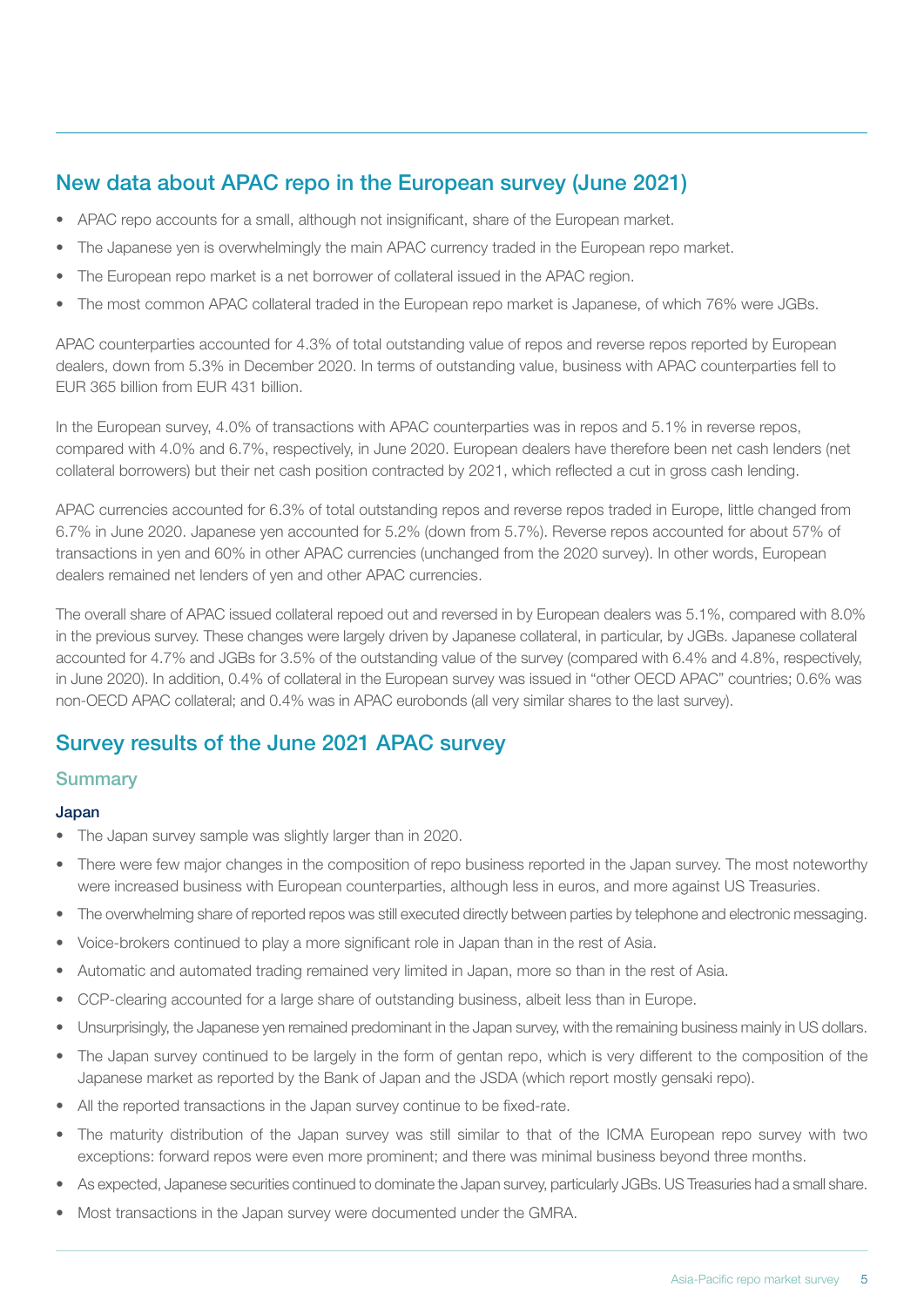## New data about APAC repo in the European survey (June 2021)

- APAC repo accounts for a small, although not insignificant, share of the European market.
- The Japanese yen is overwhelmingly the main APAC currency traded in the European repo market.
- The European repo market is a net borrower of collateral issued in the APAC region.
- The most common APAC collateral traded in the European repo market is Japanese, of which 76% were JGBs.

APAC counterparties accounted for 4.3% of total outstanding value of repos and reverse repos reported by European dealers, down from 5.3% in December 2020. In terms of outstanding value, business with APAC counterparties fell to EUR 365 billion from EUR 431 billion.

In the European survey, 4.0% of transactions with APAC counterparties was in repos and 5.1% in reverse repos, compared with 4.0% and 6.7%, respectively, in June 2020. European dealers have therefore been net cash lenders (net collateral borrowers) but their net cash position contracted by 2021, which reflected a cut in gross cash lending.

APAC currencies accounted for 6.3% of total outstanding repos and reverse repos traded in Europe, little changed from 6.7% in June 2020. Japanese yen accounted for 5.2% (down from 5.7%). Reverse repos accounted for about 57% of transactions in yen and 60% in other APAC currencies (unchanged from the 2020 survey). In other words, European dealers remained net lenders of yen and other APAC currencies.

The overall share of APAC issued collateral repoed out and reversed in by European dealers was 5.1%, compared with 8.0% in the previous survey. These changes were largely driven by Japanese collateral, in particular, by JGBs. Japanese collateral accounted for 4.7% and JGBs for 3.5% of the outstanding value of the survey (compared with 6.4% and 4.8%, respectively, in June 2020). In addition, 0.4% of collateral in the European survey was issued in "other OECD APAC" countries; 0.6% was non-OECD APAC collateral; and 0.4% was in APAC eurobonds (all very similar shares to the last survey).

## Survey results of the June 2021 APAC survey

### Summary

#### Japan

- The Japan survey sample was slightly larger than in 2020.
- There were few major changes in the composition of repo business reported in the Japan survey. The most noteworthy were increased business with European counterparties, although less in euros, and more against US Treasuries.
- The overwhelming share of reported repos was still executed directly between parties by telephone and electronic messaging.
- Voice-brokers continued to play a more significant role in Japan than in the rest of Asia.
- Automatic and automated trading remained very limited in Japan, more so than in the rest of Asia.
- CCP-clearing accounted for a large share of outstanding business, albeit less than in Europe.
- Unsurprisingly, the Japanese yen remained predominant in the Japan survey, with the remaining business mainly in US dollars.
- The Japan survey continued to be largely in the form of gentan repo, which is very different to the composition of the Japanese market as reported by the Bank of Japan and the JSDA (which report mostly gensaki repo).
- All the reported transactions in the Japan survey continue to be fixed-rate.
- The maturity distribution of the Japan survey was still similar to that of the ICMA European repo survey with two exceptions: forward repos were even more prominent; and there was minimal business beyond three months.
- As expected, Japanese securities continued to dominate the Japan survey, particularly JGBs. US Treasuries had a small share.
- Most transactions in the Japan survey were documented under the GMRA.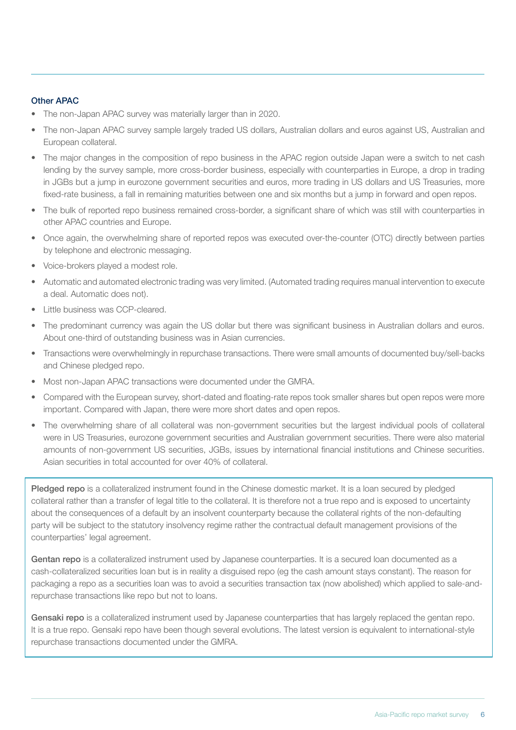### Other APAC

- The non-Japan APAC survey was materially larger than in 2020.
- The non-Japan APAC survey sample largely traded US dollars, Australian dollars and euros against US, Australian and European collateral.
- The major changes in the composition of repo business in the APAC region outside Japan were a switch to net cash lending by the survey sample, more cross-border business, especially with counterparties in Europe, a drop in trading in JGBs but a jump in eurozone government securities and euros, more trading in US dollars and US Treasuries, more fixed-rate business, a fall in remaining maturities between one and six months but a jump in forward and open repos.
- The bulk of reported repo business remained cross-border, a significant share of which was still with counterparties in other APAC countries and Europe.
- Once again, the overwhelming share of reported repos was executed over-the-counter (OTC) directly between parties by telephone and electronic messaging.
- Voice-brokers played a modest role.
- Automatic and automated electronic trading was very limited. (Automated trading requires manual intervention to execute a deal. Automatic does not).
- Little business was CCP-cleared.
- The predominant currency was again the US dollar but there was significant business in Australian dollars and euros. About one-third of outstanding business was in Asian currencies.
- Transactions were overwhelmingly in repurchase transactions. There were small amounts of documented buy/sell-backs and Chinese pledged repo.
- Most non-Japan APAC transactions were documented under the GMRA.
- Compared with the European survey, short-dated and floating-rate repos took smaller shares but open repos were more important. Compared with Japan, there were more short dates and open repos.
- The overwhelming share of all collateral was non-government securities but the largest individual pools of collateral were in US Treasuries, eurozone government securities and Australian government securities. There were also material amounts of non-government US securities, JGBs, issues by international financial institutions and Chinese securities. Asian securities in total accounted for over 40% of collateral.

**Pledged repo** is a collateralized instrument found in the Chinese domestic market. It is a loan secured by pledged collateral rather than a transfer of legal title to the collateral. It is therefore not a true repo and is exposed to uncertainty about the consequences of a default by an insolvent counterparty because the collateral rights of the non-defaulting party will be subject to the statutory insolvency regime rather the contractual default management provisions of the counterparties' legal agreement.

**Gentan repo** is a collateralized instrument used by Japanese counterparties. It is a secured loan documented as a cash-collateralized securities loan but is in reality a disguised repo (eg the cash amount stays constant). The reason for packaging a repo as a securities loan was to avoid a securities transaction tax (now abolished) which applied to sale-and-repurchase transactions like repo but not to loans.

**Gensaki repo** is a collateralized instrument used by Japanese counterparties that has largely replaced the gentan repo. It is a true repo. Gensaki repo have been though several evolutions. The latest version is equivalent to international-style repurchase transactions documented under the GMRA.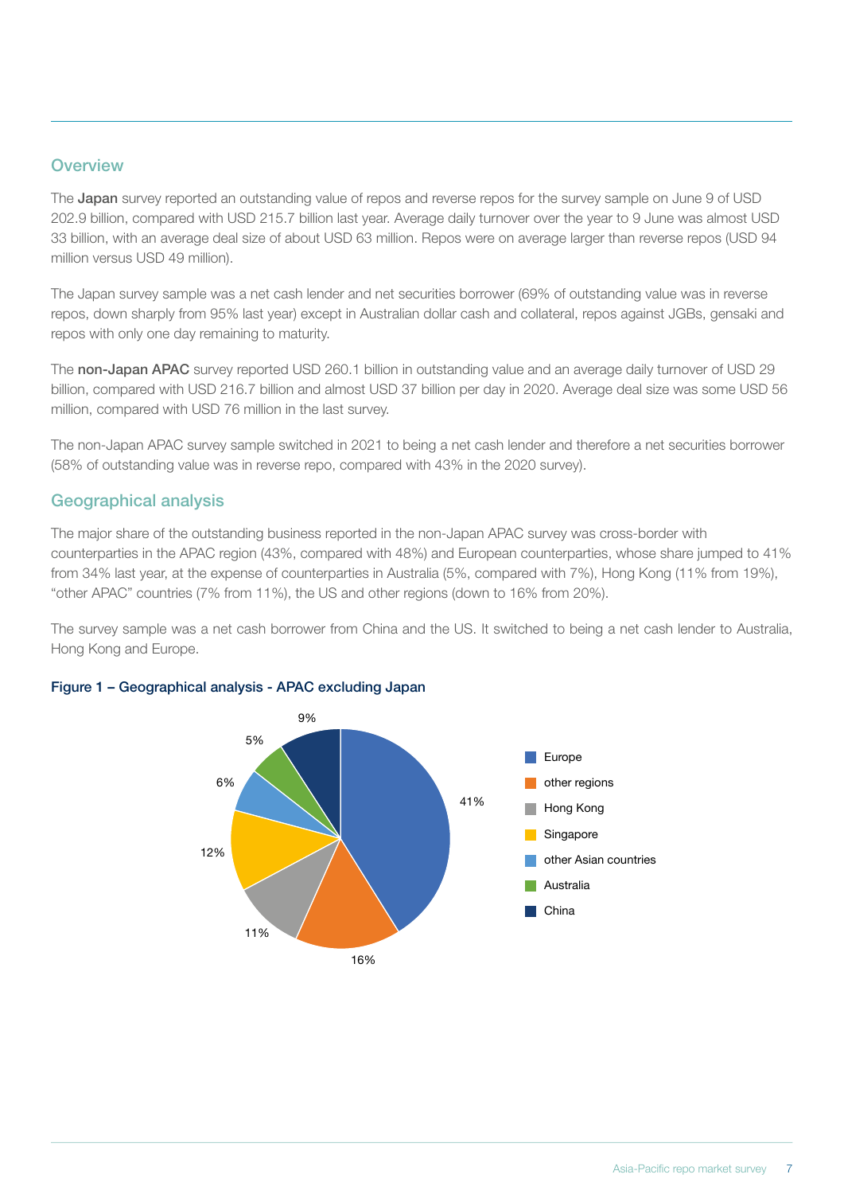## Overview

The **Japan** survey reported an outstanding value of repos and reverse repos for the survey sample on June 9 of USD 202.9 billion, compared with USD 215.7 billion last year. Average daily turnover over the year to 9 June was almost USD 33 billion, with an average deal size of about USD 63 million. Repos were on average larger than reverse repos (USD 94 million versus USD 49 million).

The Japan survey sample was a net cash lender and net securities borrower (69% of outstanding value was in reverse repos, down sharply from 95% last year) except in Australian dollar cash and collateral, repos against JGBs, gensaki and repos with only one day remaining to maturity.

The **non-Japan APAC** survey reported USD 260.1 billion in outstanding value and an average daily turnover of USD 29 billion, compared with USD 216.7 billion and almost USD 37 billion per day in 2020. Average deal size was some USD 56 million, compared with USD 76 million in the last survey.

The non-Japan APAC survey sample switched in 2021 to being a net cash lender and therefore a net securities borrower (58% of outstanding value was in reverse repo, compared with 43% in the 2020 survey).

## Geographical analysis

The major share of the outstanding business reported in the non-Japan APAC survey was cross-border with counterparties in the APAC region (43%, compared with 48%) and European counterparties, whose share jumped to 41% from 34% last year, at the expense of counterparties in Australia (5%, compared with 7%), Hong Kong (11% from 19%), "other APAC" countries (7% from 11%), the US and other regions (down to 16% from 20%).

The survey sample was a net cash borrower from China and the US. It switched to being a net cash lender to Australia, Hong Kong and Europe.

**Figure 1 – Geographical analysis - APAC excluding Japan**

| Region | Share |
|---|---|
| Europe | 41% |
| other regions | 16% |
| Hong Kong | 11% |
| Singapore | 12% |
| other Asian countries | 6% |
| Australia | 5% |
| China | 9% |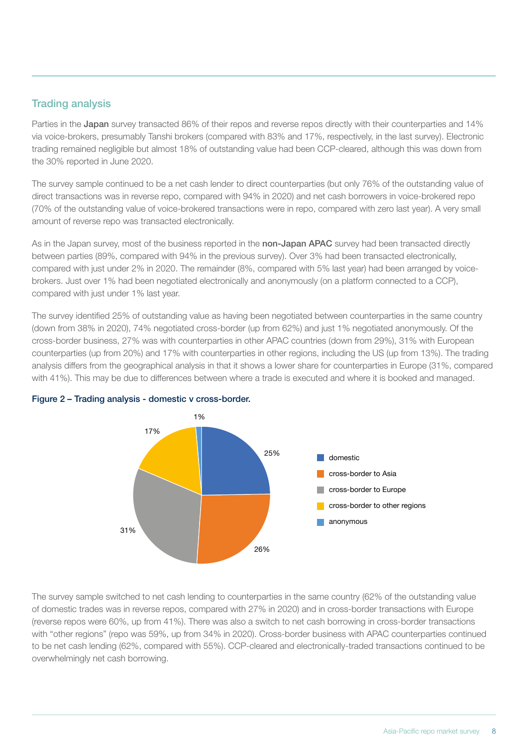## Trading analysis

Parties in the **Japan** survey transacted 86% of their repos and reverse repos directly with their counterparties and 14% via voice-brokers, presumably Tanshi brokers (compared with 83% and 17%, respectively, in the last survey). Electronic trading remained negligible but almost 18% of outstanding value had been CCP-cleared, although this was down from the 30% reported in June 2020.

The survey sample continued to be a net cash lender to direct counterparties (but only 76% of the outstanding value of direct transactions was in reverse repo, compared with 94% in 2020) and net cash borrowers in voice-brokered repo (70% of the outstanding value of voice-brokered transactions were in repo, compared with zero last year). A very small amount of reverse repo was transacted electronically.

As in the Japan survey, most of the business reported in the **non-Japan APAC** survey had been transacted directly between parties (89%, compared with 94% in the previous survey). Over 3% had been transacted electronically, compared with just under 2% in 2020. The remainder (8%, compared with 5% last year) had been arranged by voice-brokers. Just over 1% had been negotiated electronically and anonymously (on a platform connected to a CCP), compared with just under 1% last year.

The survey identified 25% of outstanding value as having been negotiated between counterparties in the same country (down from 38% in 2020), 74% negotiated cross-border (up from 62%) and just 1% negotiated anonymously. Of the cross-border business, 27% was with counterparties in other APAC countries (down from 29%), 31% with European counterparties (up from 20%) and 17% with counterparties in other regions, including the US (up from 13%). The trading analysis differs from the geographical analysis in that it shows a lower share for counterparties in Europe (31%, compared with 41%). This may be due to differences between where a trade is executed and where it is booked and managed.

**Figure 2 – Trading analysis - domestic v cross-border.**

| Category | Share |
| --- | --- |
| domestic | 25% |
| cross-border to Asia | 26% |
| cross-border to Europe | 31% |
| cross-border to other regions | 17% |
| anonymous | 1% |

The survey sample switched to net cash lending to counterparties in the same country (62% of the outstanding value of domestic trades was in reverse repos, compared with 27% in 2020) and in cross-border transactions with Europe (reverse repos were 60%, up from 41%). There was also a switch to net cash borrowing in cross-border transactions with "other regions" (repo was 59%, up from 34% in 2020). Cross-border business with APAC counterparties continued to be net cash lending (62%, compared with 55%). CCP-cleared and electronically-traded transactions continued to be overwhelmingly net cash borrowing.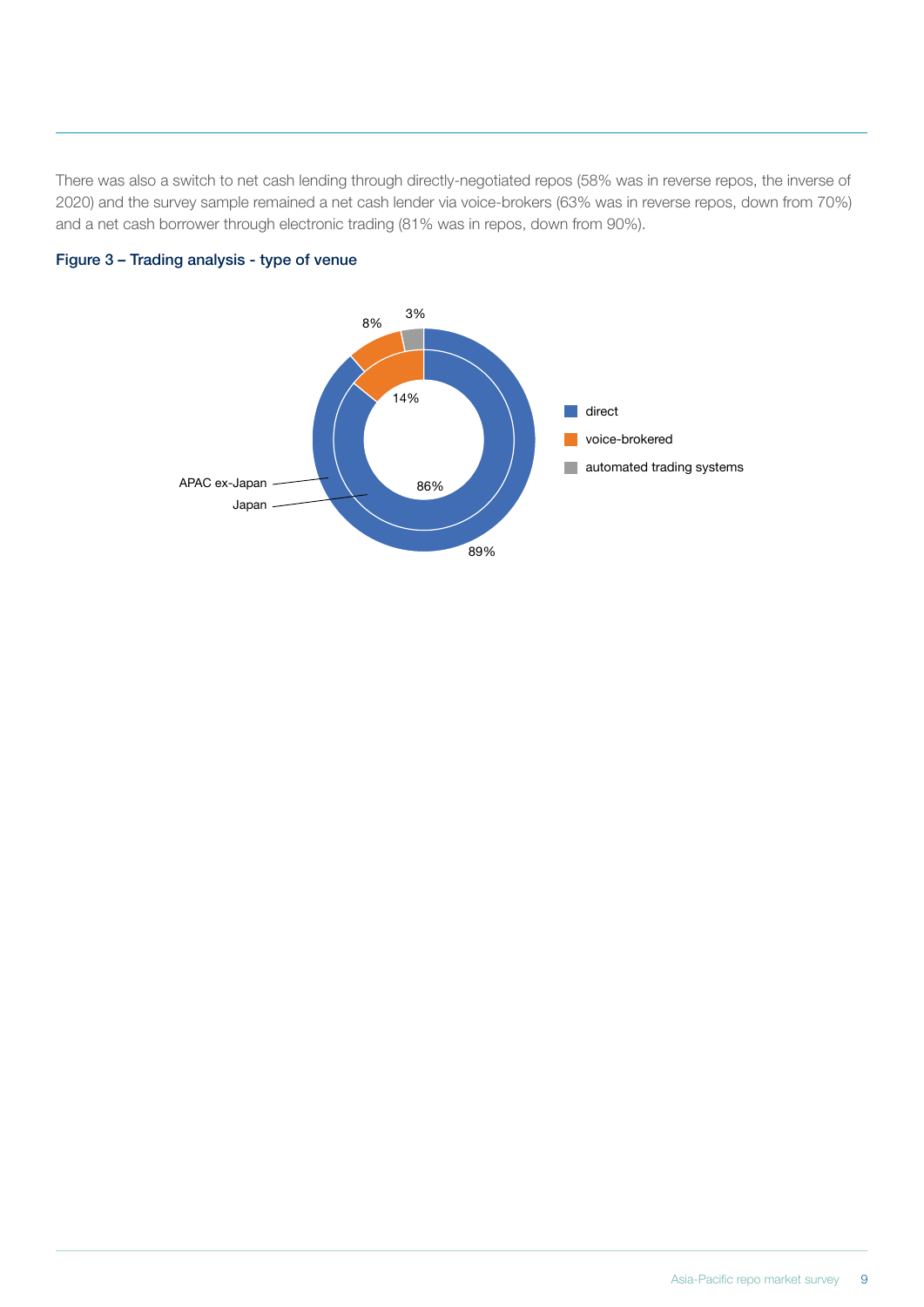There was also a switch to net cash lending through directly-negotiated repos (58% was in reverse repos, the inverse of 2020) and the survey sample remained a net cash lender via voice-brokers (63% was in reverse repos, down from 70%) and a net cash borrower through electronic trading (81% was in repos, down from 90%).

**Figure 3 – Trading analysis - type of venue**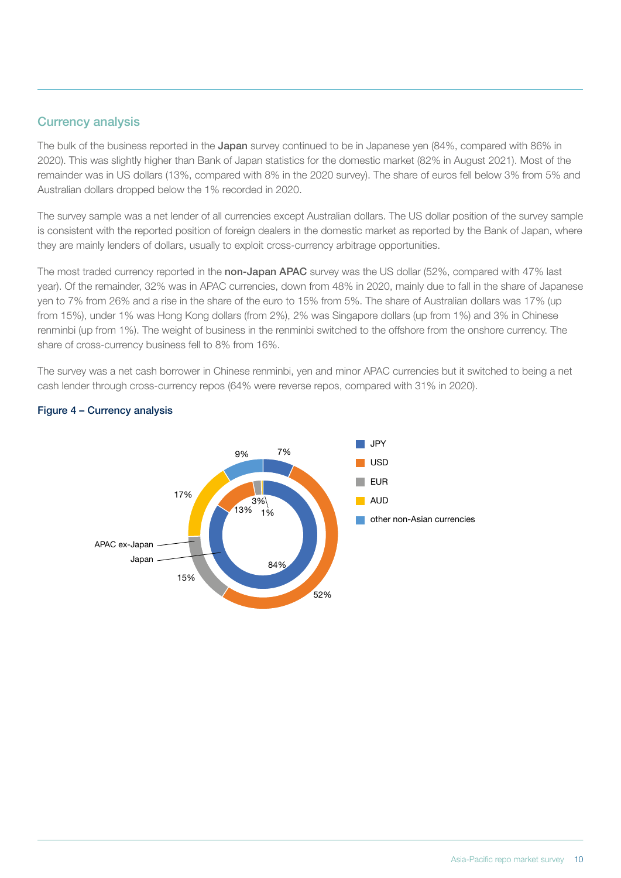## Currency analysis

The bulk of the business reported in the **Japan** survey continued to be in Japanese yen (84%, compared with 86% in 2020). This was slightly higher than Bank of Japan statistics for the domestic market (82% in August 2021). Most of the remainder was in US dollars (13%, compared with 8% in the 2020 survey). The share of euros fell below 3% from 5% and Australian dollars dropped below the 1% recorded in 2020.

The survey sample was a net lender of all currencies except Australian dollars. The US dollar position of the survey sample is consistent with the reported position of foreign dealers in the domestic market as reported by the Bank of Japan, where they are mainly lenders of dollars, usually to exploit cross-currency arbitrage opportunities.

The most traded currency reported in the **non-Japan APAC** survey was the US dollar (52%, compared with 47% last year). Of the remainder, 32% was in APAC currencies, down from 48% in 2020, mainly due to fall in the share of Japanese yen to 7% from 26% and a rise in the share of the euro to 15% from 5%. The share of Australian dollars was 17% (up from 15%), under 1% was Hong Kong dollars (from 2%), 2% was Singapore dollars (up from 1%) and 3% in Chinese renminbi (up from 1%). The weight of business in the renminbi switched to the offshore from the onshore currency. The share of cross-currency business fell to 8% from 16%.

The survey was a net cash borrower in Chinese renminbi, yen and minor APAC currencies but it switched to being a net cash lender through cross-currency repos (64% were reverse repos, compared with 31% in 2020).

**Figure 4 – Currency analysis**

| | JPY | USD | EUR | AUD | other non-Asian currencies |
|---|---|---|---|---|---|
| Japan (inner ring) | 84% | 13% | 3% | 1% | |
| APAC ex-Japan (outer ring) | 7% | 52% | 15% | 17% | 9% |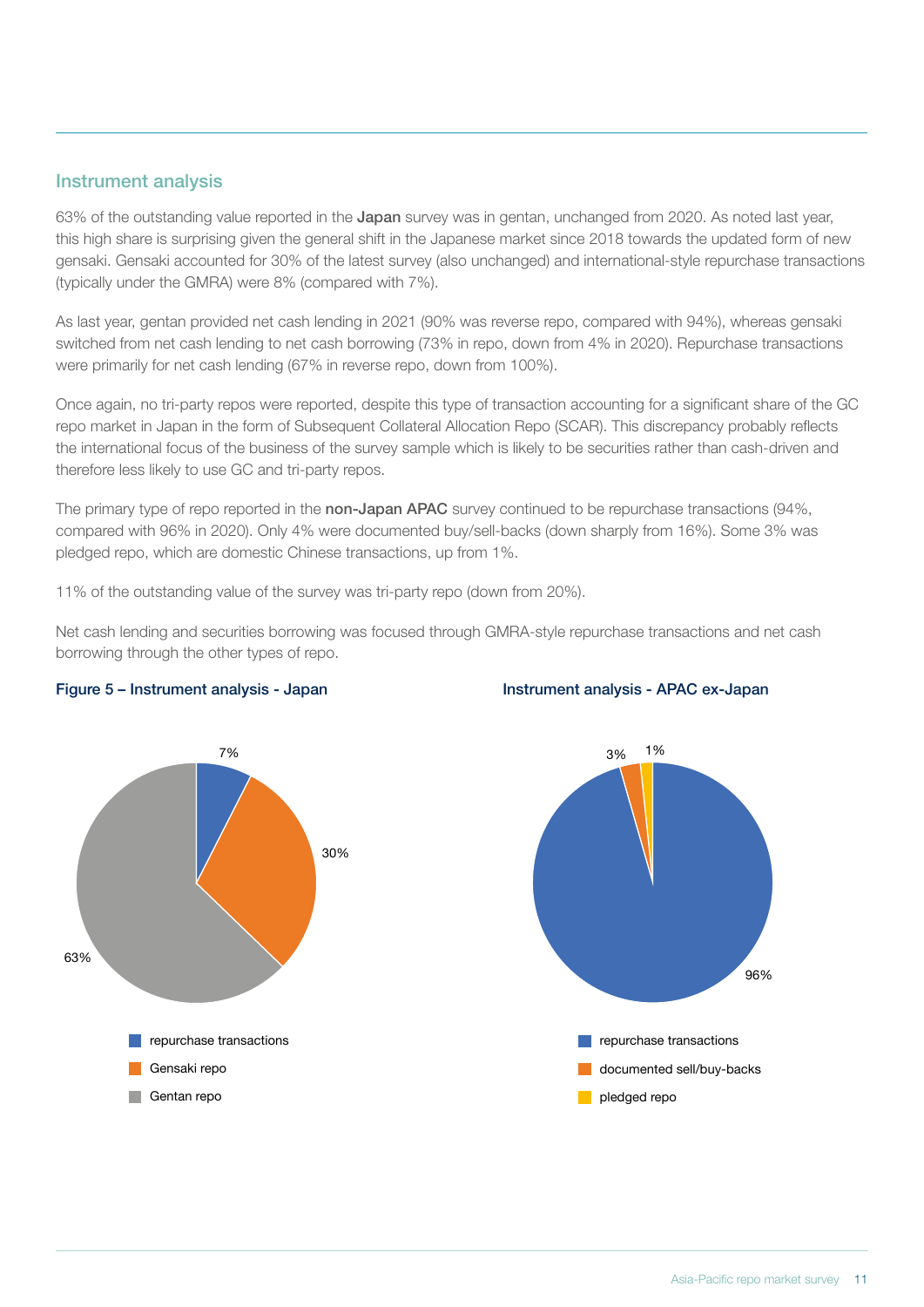## Instrument analysis

63% of the outstanding value reported in the **Japan** survey was in gentan, unchanged from 2020. As noted last year, this high share is surprising given the general shift in the Japanese market since 2018 towards the updated form of new gensaki. Gensaki accounted for 30% of the latest survey (also unchanged) and international-style repurchase transactions (typically under the GMRA) were 8% (compared with 7%).

As last year, gentan provided net cash lending in 2021 (90% was reverse repo, compared with 94%), whereas gensaki switched from net cash lending to net cash borrowing (73% in repo, down from 4% in 2020). Repurchase transactions were primarily for net cash lending (67% in reverse repo, down from 100%).

Once again, no tri-party repos were reported, despite this type of transaction accounting for a significant share of the GC repo market in Japan in the form of Subsequent Collateral Allocation Repo (SCAR). This discrepancy probably reflects the international focus of the business of the survey sample which is likely to be securities rather than cash-driven and therefore less likely to use GC and tri-party repos.

The primary type of repo reported in the **non-Japan APAC** survey continued to be repurchase transactions (94%, compared with 96% in 2020). Only 4% were documented buy/sell-backs (down sharply from 16%). Some 3% was pledged repo, which are domestic Chinese transactions, up from 1%.

11% of the outstanding value of the survey was tri-party repo (down from 20%).

Net cash lending and securities borrowing was focused through GMRA-style repurchase transactions and net cash borrowing through the other types of repo.

**Figure 5 – Instrument analysis - Japan**

| Instrument | Share |
|---|---|
| repurchase transactions | 7% |
| Gensaki repo | 30% |
| Gentan repo | 63% |

**Instrument analysis - APAC ex-Japan**

| Instrument | Share |
|---|---|
| repurchase transactions | 96% |
| documented sell/buy-backs | 3% |
| pledged repo | 1% |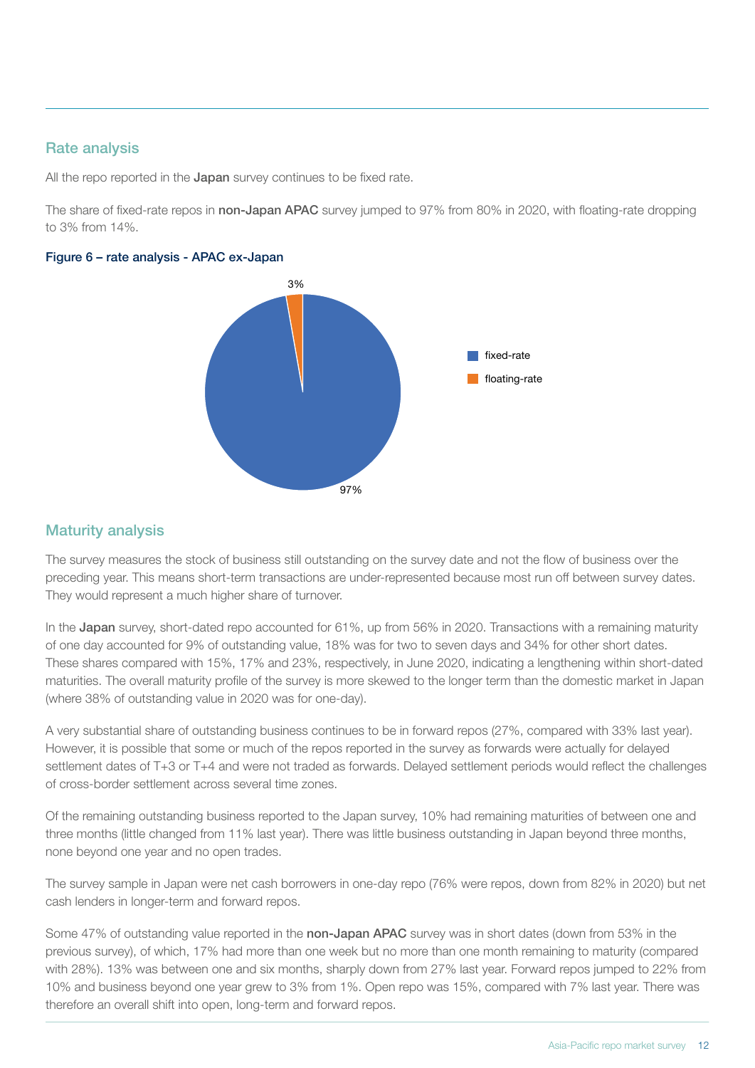## Rate analysis

All the repo reported in the **Japan** survey continues to be fixed rate.

The share of fixed-rate repos in **non-Japan APAC** survey jumped to 97% from 80% in 2020, with floating-rate dropping to 3% from 14%.

**Figure 6 – rate analysis - APAC ex-Japan**

| | |
|---|---|
| fixed-rate | 97% |
| floating-rate | 3% |

## Maturity analysis

The survey measures the stock of business still outstanding on the survey date and not the flow of business over the preceding year. This means short-term transactions are under-represented because most run off between survey dates. They would represent a much higher share of turnover.

In the **Japan** survey, short-dated repo accounted for 61%, up from 56% in 2020. Transactions with a remaining maturity of one day accounted for 9% of outstanding value, 18% was for two to seven days and 34% for other short dates. These shares compared with 15%, 17% and 23%, respectively, in June 2020, indicating a lengthening within short-dated maturities. The overall maturity profile of the survey is more skewed to the longer term than the domestic market in Japan (where 38% of outstanding value in 2020 was for one-day).

A very substantial share of outstanding business continues to be in forward repos (27%, compared with 33% last year). However, it is possible that some or much of the repos reported in the survey as forwards were actually for delayed settlement dates of T+3 or T+4 and were not traded as forwards. Delayed settlement periods would reflect the challenges of cross-border settlement across several time zones.

Of the remaining outstanding business reported to the Japan survey, 10% had remaining maturities of between one and three months (little changed from 11% last year). There was little business outstanding in Japan beyond three months, none beyond one year and no open trades.

The survey sample in Japan were net cash borrowers in one-day repo (76% were repos, down from 82% in 2020) but net cash lenders in longer-term and forward repos.

Some 47% of outstanding value reported in the **non-Japan APAC** survey was in short dates (down from 53% in the previous survey), of which, 17% had more than one week but no more than one month remaining to maturity (compared with 28%). 13% was between one and six months, sharply down from 27% last year. Forward repos jumped to 22% from 10% and business beyond one year grew to 3% from 1%. Open repo was 15%, compared with 7% last year. There was therefore an overall shift into open, long-term and forward repos.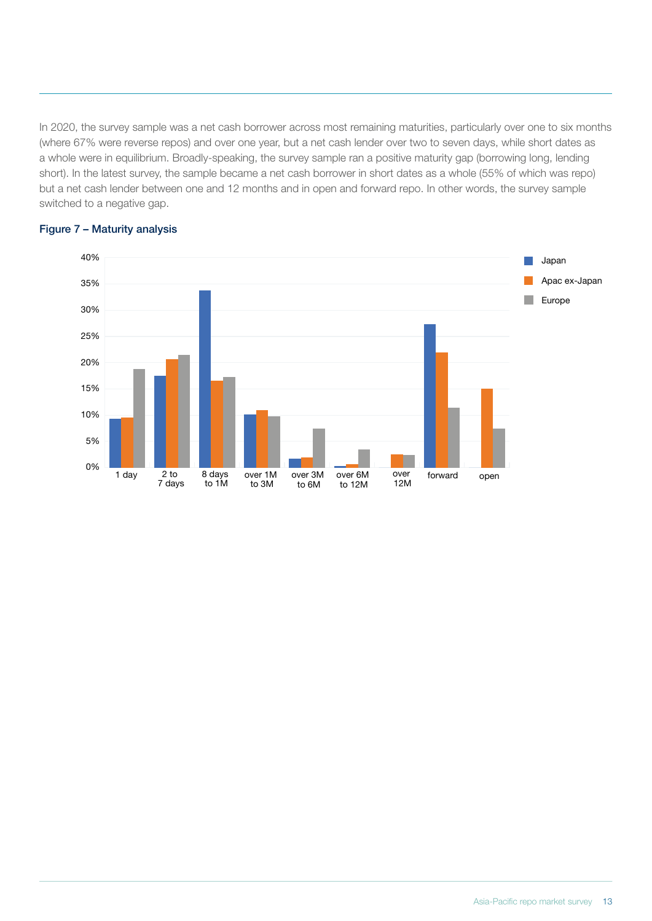In 2020, the survey sample was a net cash borrower across most remaining maturities, particularly over one to six months (where 67% were reverse repos) and over one year, but a net cash lender over two to seven days, while short dates as a whole were in equilibrium. Broadly-speaking, the survey sample ran a positive maturity gap (borrowing long, lending short). In the latest survey, the sample became a net cash borrower in short dates as a whole (55% of which was repo) but a net cash lender between one and 12 months and in open and forward repo. In other words, the survey sample switched to a negative gap.

**Figure 7 – Maturity analysis**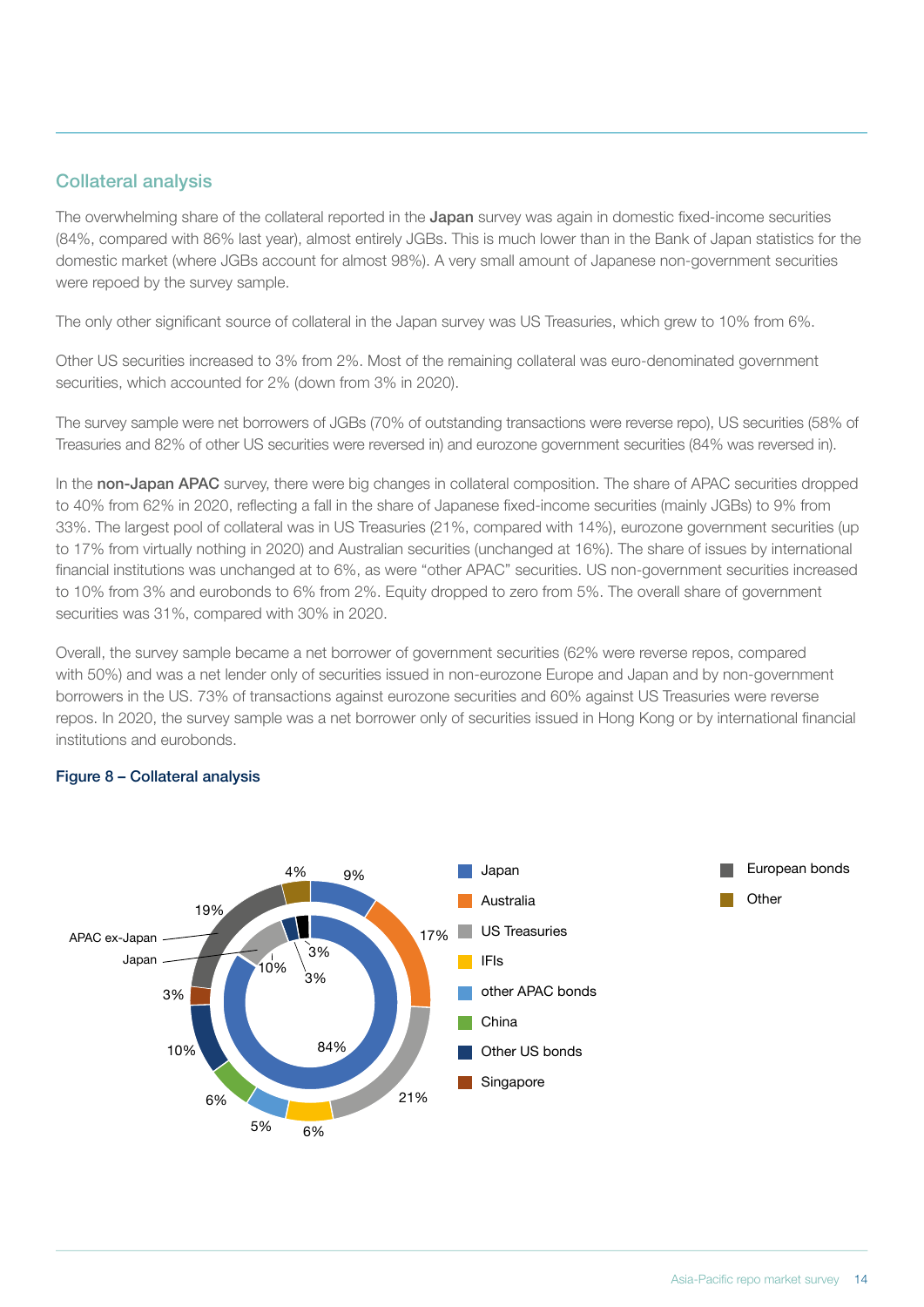## Collateral analysis

The overwhelming share of the collateral reported in the **Japan** survey was again in domestic fixed-income securities (84%, compared with 86% last year), almost entirely JGBs. This is much lower than in the Bank of Japan statistics for the domestic market (where JGBs account for almost 98%). A very small amount of Japanese non-government securities were repoed by the survey sample.

The only other significant source of collateral in the Japan survey was US Treasuries, which grew to 10% from 6%.

Other US securities increased to 3% from 2%. Most of the remaining collateral was euro-denominated government securities, which accounted for 2% (down from 3% in 2020).

The survey sample were net borrowers of JGBs (70% of outstanding transactions were reverse repo), US securities (58% of Treasuries and 82% of other US securities were reversed in) and eurozone government securities (84% was reversed in).

In the **non-Japan APAC** survey, there were big changes in collateral composition. The share of APAC securities dropped to 40% from 62% in 2020, reflecting a fall in the share of Japanese fixed-income securities (mainly JGBs) to 9% from 33%. The largest pool of collateral was in US Treasuries (21%, compared with 14%), eurozone government securities (up to 17% from virtually nothing in 2020) and Australian securities (unchanged at 16%). The share of issues by international financial institutions was unchanged at to 6%, as were "other APAC" securities. US non-government securities increased to 10% from 3% and eurobonds to 6% from 2%. Equity dropped to zero from 5%. The overall share of government securities was 31%, compared with 30% in 2020.

Overall, the survey sample became a net borrower of government securities (62% were reverse repos, compared with 50%) and was a net lender only of securities issued in non-eurozone Europe and Japan and by non-government borrowers in the US. 73% of transactions against eurozone securities and 60% against US Treasuries were reverse repos. In 2020, the survey sample was a net borrower only of securities issued in Hong Kong or by international financial institutions and eurobonds.

**Figure 8 – Collateral analysis**

| Category | APAC ex-Japan (outer ring) | Japan (inner ring) |
|---|---|---|
| Japan | 9% | 84% |
| Australia | 17% | |
| US Treasuries | 21% | 10% |
| IFIs | 6% | |
| other APAC bonds | 5% | |
| China | 6% | |
| Other US bonds | 10% | 3% |
| Singapore | 3% | |
| European bonds | 19% | 3% |
| Other | 4% | |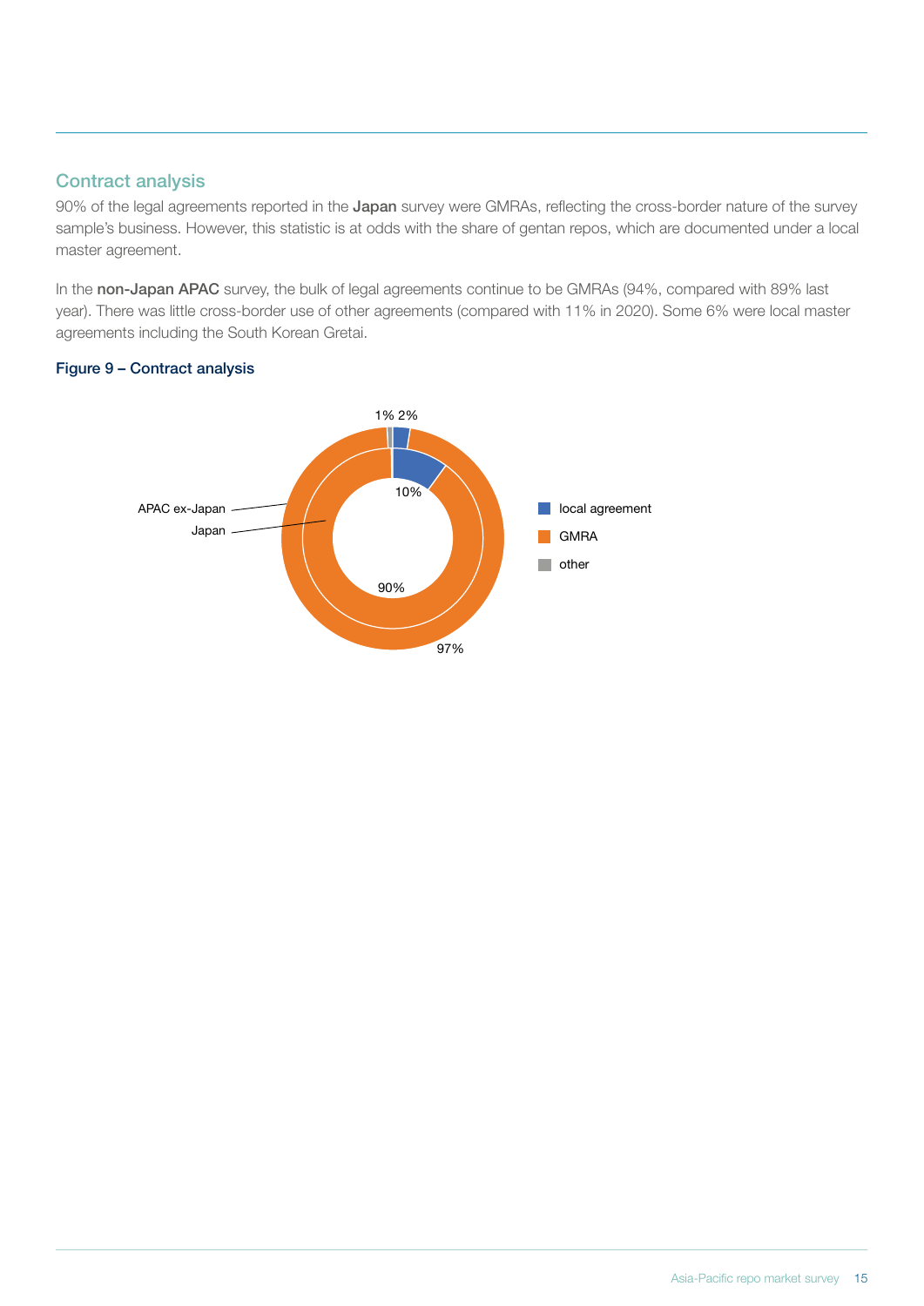## Contract analysis

90% of the legal agreements reported in the **Japan** survey were GMRAs, reflecting the cross-border nature of the survey sample's business. However, this statistic is at odds with the share of gentan repos, which are documented under a local master agreement.

In the **non-Japan APAC** survey, the bulk of legal agreements continue to be GMRAs (94%, compared with 89% last year). There was little cross-border use of other agreements (compared with 11% in 2020). Some 6% were local master agreements including the South Korean Gretai.

**Figure 9 – Contract analysis**

| | local agreement | GMRA | other |
|---|---|---|---|
| APAC ex-Japan | 2% | 97% | 1% |
| Japan | 10% | 90% | |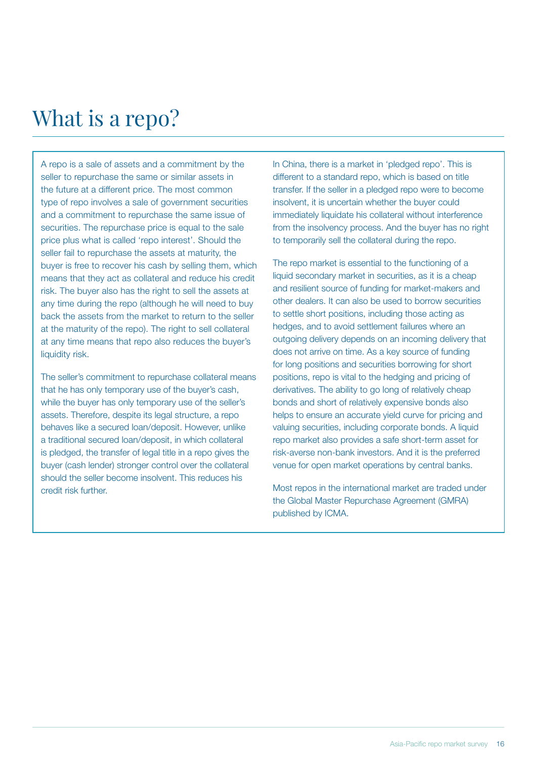# What is a repo?

A repo is a sale of assets and a commitment by the seller to repurchase the same or similar assets in the future at a different price. The most common type of repo involves a sale of government securities and a commitment to repurchase the same issue of securities. The repurchase price is equal to the sale price plus what is called 'repo interest'. Should the seller fail to repurchase the assets at maturity, the buyer is free to recover his cash by selling them, which means that they act as collateral and reduce his credit risk. The buyer also has the right to sell the assets at any time during the repo (although he will need to buy back the assets from the market to return to the seller at the maturity of the repo). The right to sell collateral at any time means that repo also reduces the buyer's liquidity risk.

The seller's commitment to repurchase collateral means that he has only temporary use of the buyer's cash, while the buyer has only temporary use of the seller's assets. Therefore, despite its legal structure, a repo behaves like a secured loan/deposit. However, unlike a traditional secured loan/deposit, in which collateral is pledged, the transfer of legal title in a repo gives the buyer (cash lender) stronger control over the collateral should the seller become insolvent. This reduces his credit risk further.

In China, there is a market in 'pledged repo'. This is different to a standard repo, which is based on title transfer. If the seller in a pledged repo were to become insolvent, it is uncertain whether the buyer could immediately liquidate his collateral without interference from the insolvency process. And the buyer has no right to temporarily sell the collateral during the repo.

The repo market is essential to the functioning of a liquid secondary market in securities, as it is a cheap and resilient source of funding for market-makers and other dealers. It can also be used to borrow securities to settle short positions, including those acting as hedges, and to avoid settlement failures where an outgoing delivery depends on an incoming delivery that does not arrive on time. As a key source of funding for long positions and securities borrowing for short positions, repo is vital to the hedging and pricing of derivatives. The ability to go long of relatively cheap bonds and short of relatively expensive bonds also helps to ensure an accurate yield curve for pricing and valuing securities, including corporate bonds. A liquid repo market also provides a safe short-term asset for risk-averse non-bank investors. And it is the preferred venue for open market operations by central banks.

Most repos in the international market are traded under the Global Master Repurchase Agreement (GMRA) published by ICMA.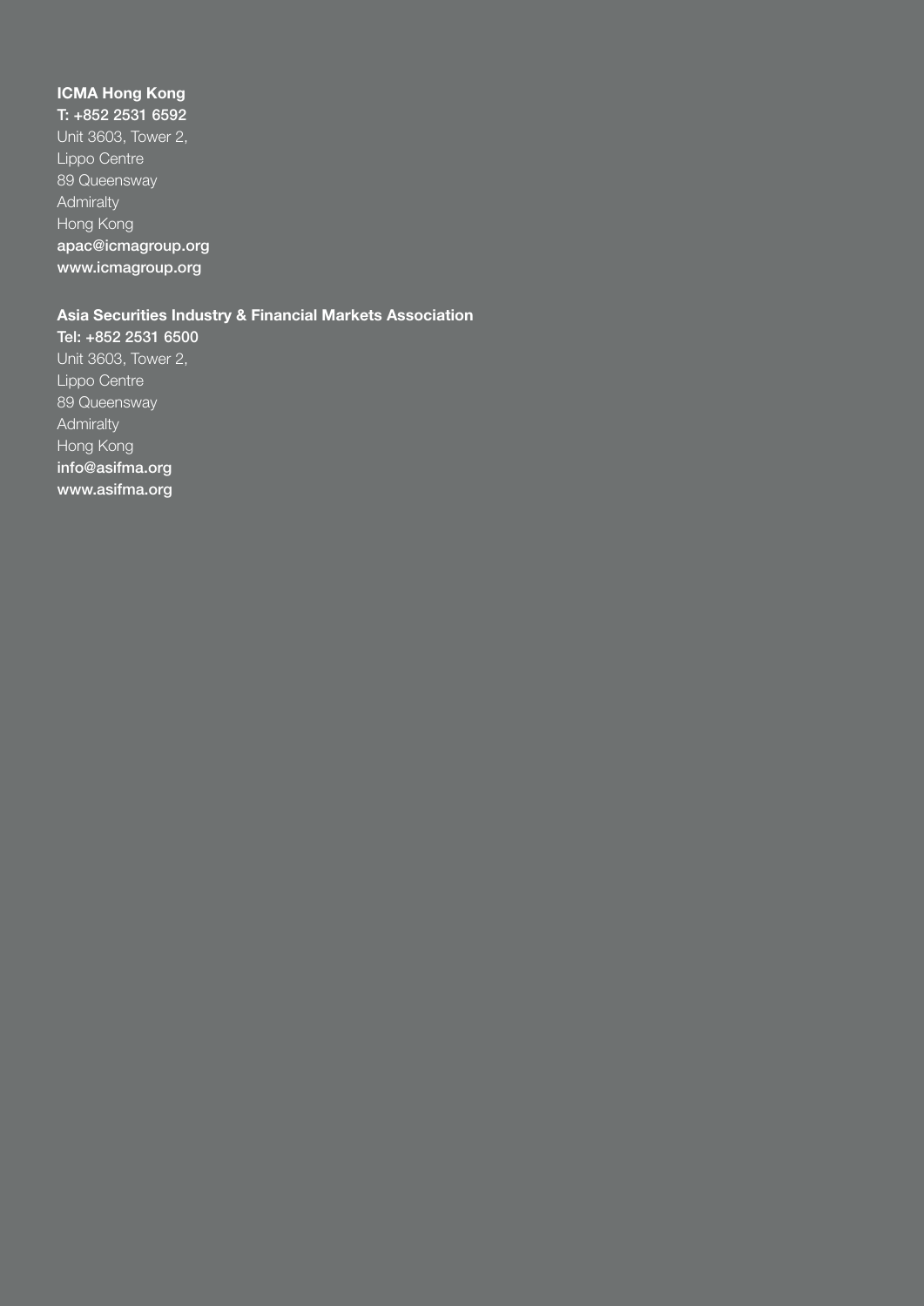**ICMA Hong Kong**
**T: +852 2531 6592**
Unit 3603, Tower 2,
Lippo Centre
89 Queensway
Admiralty
Hong Kong
**apac@icmagroup.org**
**www.icmagroup.org**

**Asia Securities Industry & Financial Markets Association**
**Tel: +852 2531 6500**
Unit 3603, Tower 2,
Lippo Centre
89 Queensway
Admiralty
Hong Kong
**info@asifma.org**
**www.asifma.org**